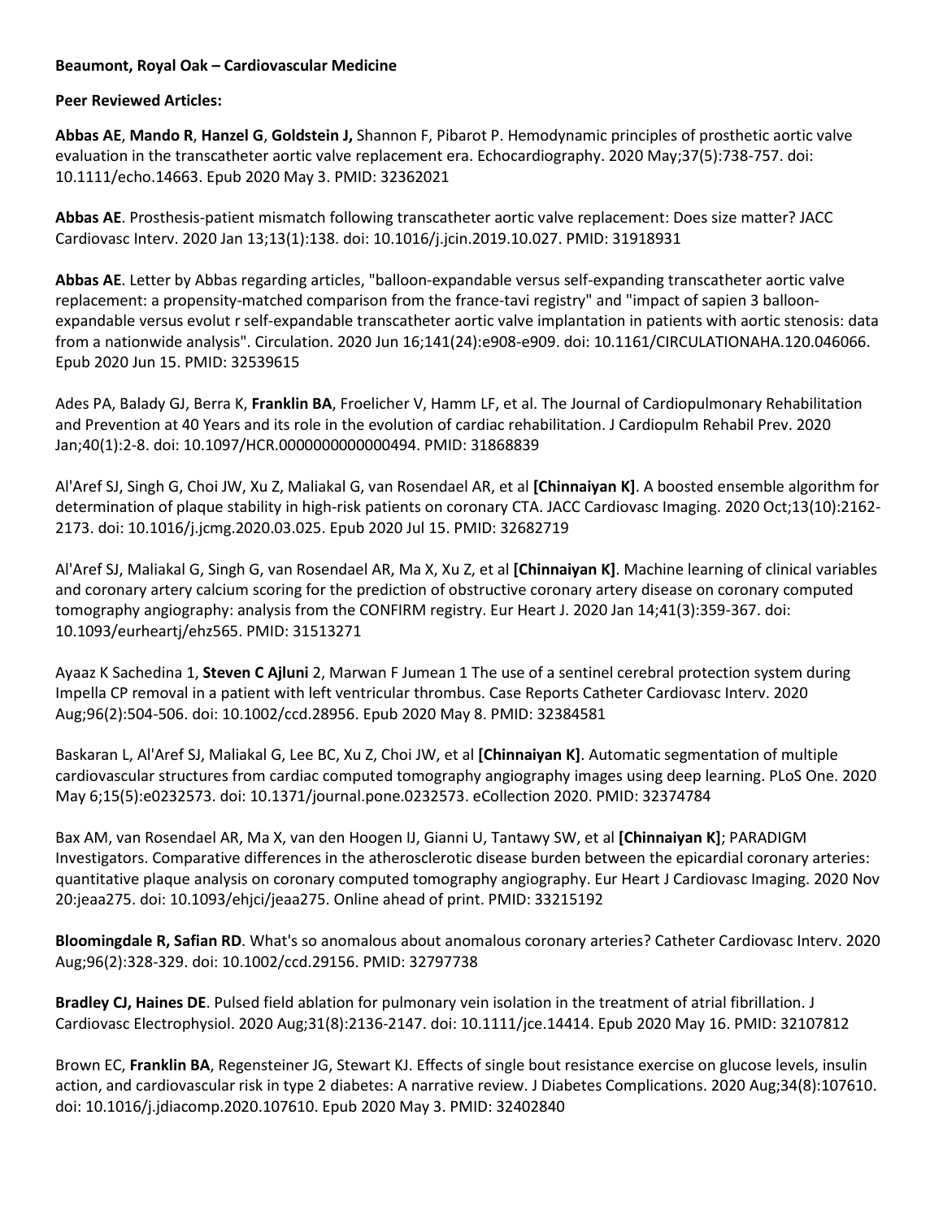**Beaumont, Royal Oak – Cardiovascular Medicine**

**Peer Reviewed Articles:**

**Abbas AE**, **Mando R**, **Hanzel G**, **Goldstein J,** Shannon F, Pibarot P. Hemodynamic principles of prosthetic aortic valve evaluation in the transcatheter aortic valve replacement era. Echocardiography. 2020 May;37(5):738-757. doi: 10.1111/echo.14663. Epub 2020 May 3. PMID: 32362021

**Abbas AE**. Prosthesis-patient mismatch following transcatheter aortic valve replacement: Does size matter? JACC Cardiovasc Interv. 2020 Jan 13;13(1):138. doi: 10.1016/j.jcin.2019.10.027. PMID: 31918931

**Abbas AE**. Letter by Abbas regarding articles, "balloon-expandable versus self-expanding transcatheter aortic valve replacement: a propensity-matched comparison from the france-tavi registry" and "impact of sapien 3 balloon-expandable versus evolut r self-expandable transcatheter aortic valve implantation in patients with aortic stenosis: data from a nationwide analysis". Circulation. 2020 Jun 16;141(24):e908-e909. doi: 10.1161/CIRCULATIONAHA.120.046066. Epub 2020 Jun 15. PMID: 32539615

Ades PA, Balady GJ, Berra K, **Franklin BA**, Froelicher V, Hamm LF, et al. The Journal of Cardiopulmonary Rehabilitation and Prevention at 40 Years and its role in the evolution of cardiac rehabilitation. J Cardiopulm Rehabil Prev. 2020 Jan;40(1):2-8. doi: 10.1097/HCR.0000000000000494. PMID: 31868839

Al'Aref SJ, Singh G, Choi JW, Xu Z, Maliakal G, van Rosendael AR, et al **[Chinnaiyan K]**. A boosted ensemble algorithm for determination of plaque stability in high-risk patients on coronary CTA. JACC Cardiovasc Imaging. 2020 Oct;13(10):2162-2173. doi: 10.1016/j.jcmg.2020.03.025. Epub 2020 Jul 15. PMID: 32682719

Al'Aref SJ, Maliakal G, Singh G, van Rosendael AR, Ma X, Xu Z, et al **[Chinnaiyan K]**. Machine learning of clinical variables and coronary artery calcium scoring for the prediction of obstructive coronary artery disease on coronary computed tomography angiography: analysis from the CONFIRM registry. Eur Heart J. 2020 Jan 14;41(3):359-367. doi: 10.1093/eurheartj/ehz565. PMID: 31513271

Ayaaz K Sachedina 1, **Steven C Ajluni** 2, Marwan F Jumean 1 The use of a sentinel cerebral protection system during Impella CP removal in a patient with left ventricular thrombus. Case Reports Catheter Cardiovasc Interv. 2020 Aug;96(2):504-506. doi: 10.1002/ccd.28956. Epub 2020 May 8. PMID: 32384581

Baskaran L, Al'Aref SJ, Maliakal G, Lee BC, Xu Z, Choi JW, et al **[Chinnaiyan K]**. Automatic segmentation of multiple cardiovascular structures from cardiac computed tomography angiography images using deep learning. PLoS One. 2020 May 6;15(5):e0232573. doi: 10.1371/journal.pone.0232573. eCollection 2020. PMID: 32374784

Bax AM, van Rosendael AR, Ma X, van den Hoogen IJ, Gianni U, Tantawy SW, et al **[Chinnaiyan K]**; PARADIGM Investigators. Comparative differences in the atherosclerotic disease burden between the epicardial coronary arteries: quantitative plaque analysis on coronary computed tomography angiography. Eur Heart J Cardiovasc Imaging. 2020 Nov 20:jeaa275. doi: 10.1093/ehjci/jeaa275. Online ahead of print. PMID: 33215192

**Bloomingdale R, Safian RD**. What's so anomalous about anomalous coronary arteries? Catheter Cardiovasc Interv. 2020 Aug;96(2):328-329. doi: 10.1002/ccd.29156. PMID: 32797738

**Bradley CJ, Haines DE**. Pulsed field ablation for pulmonary vein isolation in the treatment of atrial fibrillation. J Cardiovasc Electrophysiol. 2020 Aug;31(8):2136-2147. doi: 10.1111/jce.14414. Epub 2020 May 16. PMID: 32107812

Brown EC, **Franklin BA**, Regensteiner JG, Stewart KJ. Effects of single bout resistance exercise on glucose levels, insulin action, and cardiovascular risk in type 2 diabetes: A narrative review. J Diabetes Complications. 2020 Aug;34(8):107610. doi: 10.1016/j.jdiacomp.2020.107610. Epub 2020 May 3. PMID: 32402840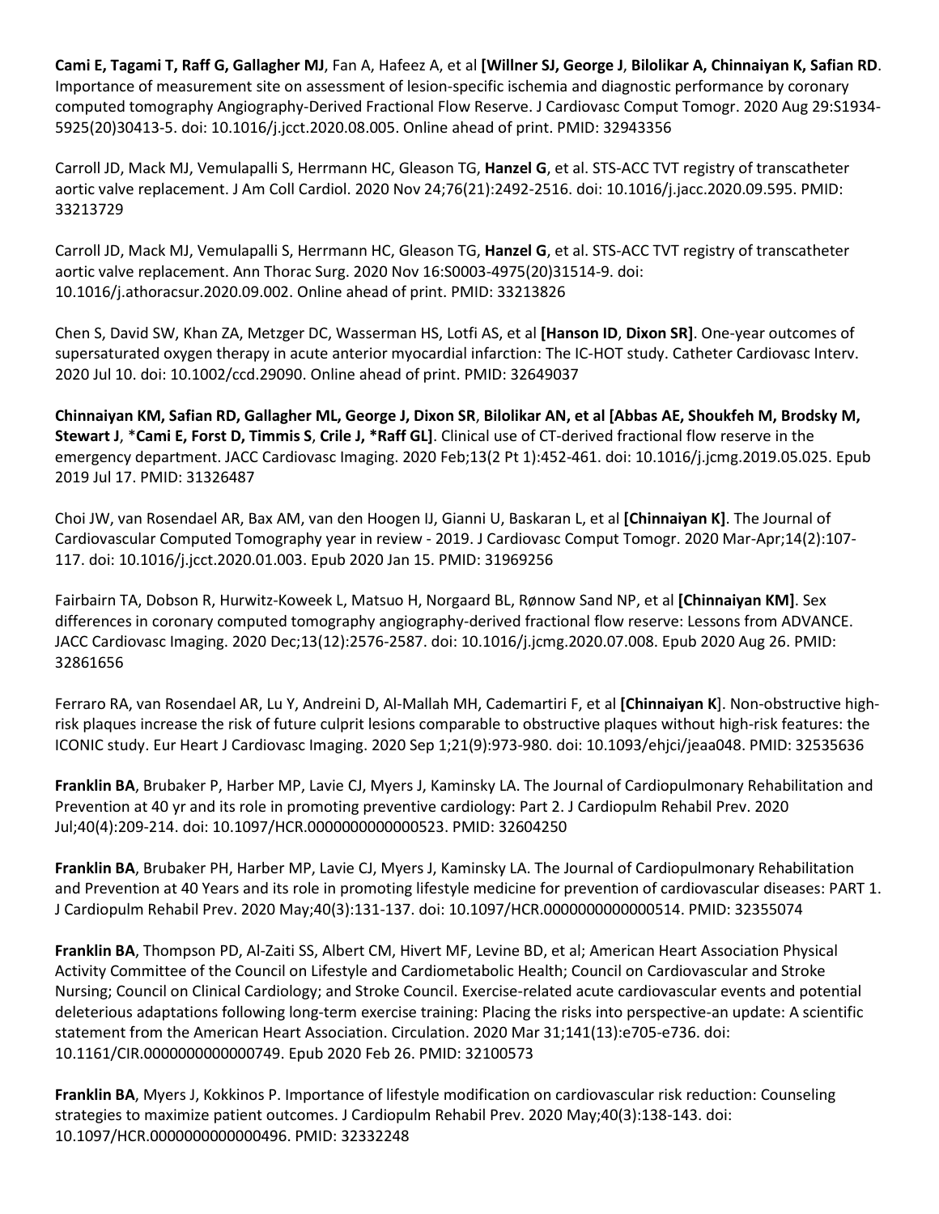**Cami E, Tagami T, Raff G, Gallagher MJ**, Fan A, Hafeez A, et al **[Willner SJ, George J**, **Bilolikar A, Chinnaiyan K, Safian RD**. Importance of measurement site on assessment of lesion-specific ischemia and diagnostic performance by coronary computed tomography Angiography-Derived Fractional Flow Reserve. J Cardiovasc Comput Tomogr. 2020 Aug 29:S1934-5925(20)30413-5. doi: 10.1016/j.jcct.2020.08.005. Online ahead of print. PMID: 32943356

Carroll JD, Mack MJ, Vemulapalli S, Herrmann HC, Gleason TG, **Hanzel G**, et al. STS-ACC TVT registry of transcatheter aortic valve replacement. J Am Coll Cardiol. 2020 Nov 24;76(21):2492-2516. doi: 10.1016/j.jacc.2020.09.595. PMID: 33213729

Carroll JD, Mack MJ, Vemulapalli S, Herrmann HC, Gleason TG, **Hanzel G**, et al. STS-ACC TVT registry of transcatheter aortic valve replacement. Ann Thorac Surg. 2020 Nov 16:S0003-4975(20)31514-9. doi: 10.1016/j.athoracsur.2020.09.002. Online ahead of print. PMID: 33213826

Chen S, David SW, Khan ZA, Metzger DC, Wasserman HS, Lotfi AS, et al **[Hanson ID**, **Dixon SR]**. One-year outcomes of supersaturated oxygen therapy in acute anterior myocardial infarction: The IC-HOT study. Catheter Cardiovasc Interv. 2020 Jul 10. doi: 10.1002/ccd.29090. Online ahead of print. PMID: 32649037

**Chinnaiyan KM, Safian RD, Gallagher ML, George J, Dixon SR**, **Bilolikar AN, et al [Abbas AE, Shoukfeh M, Brodsky M, Stewart J**, ***Cami E, Forst D, Timmis S**, **Crile J, *Raff GL]**. Clinical use of CT-derived fractional flow reserve in the emergency department. JACC Cardiovasc Imaging. 2020 Feb;13(2 Pt 1):452-461. doi: 10.1016/j.jcmg.2019.05.025. Epub 2019 Jul 17. PMID: 31326487

Choi JW, van Rosendael AR, Bax AM, van den Hoogen IJ, Gianni U, Baskaran L, et al **[Chinnaiyan K]**. The Journal of Cardiovascular Computed Tomography year in review - 2019. J Cardiovasc Comput Tomogr. 2020 Mar-Apr;14(2):107-117. doi: 10.1016/j.jcct.2020.01.003. Epub 2020 Jan 15. PMID: 31969256

Fairbairn TA, Dobson R, Hurwitz-Koweek L, Matsuo H, Norgaard BL, Rønnow Sand NP, et al **[Chinnaiyan KM]**. Sex differences in coronary computed tomography angiography-derived fractional flow reserve: Lessons from ADVANCE. JACC Cardiovasc Imaging. 2020 Dec;13(12):2576-2587. doi: 10.1016/j.jcmg.2020.07.008. Epub 2020 Aug 26. PMID: 32861656

Ferraro RA, van Rosendael AR, Lu Y, Andreini D, Al-Mallah MH, Cademartiri F, et al [**Chinnaiyan K**]. Non-obstructive high-risk plaques increase the risk of future culprit lesions comparable to obstructive plaques without high-risk features: the ICONIC study. Eur Heart J Cardiovasc Imaging. 2020 Sep 1;21(9):973-980. doi: 10.1093/ehjci/jeaa048. PMID: 32535636

**Franklin BA**, Brubaker P, Harber MP, Lavie CJ, Myers J, Kaminsky LA. The Journal of Cardiopulmonary Rehabilitation and Prevention at 40 yr and its role in promoting preventive cardiology: Part 2. J Cardiopulm Rehabil Prev. 2020 Jul;40(4):209-214. doi: 10.1097/HCR.0000000000000523. PMID: 32604250

**Franklin BA**, Brubaker PH, Harber MP, Lavie CJ, Myers J, Kaminsky LA. The Journal of Cardiopulmonary Rehabilitation and Prevention at 40 Years and its role in promoting lifestyle medicine for prevention of cardiovascular diseases: PART 1. J Cardiopulm Rehabil Prev. 2020 May;40(3):131-137. doi: 10.1097/HCR.0000000000000514. PMID: 32355074

**Franklin BA**, Thompson PD, Al-Zaiti SS, Albert CM, Hivert MF, Levine BD, et al; American Heart Association Physical Activity Committee of the Council on Lifestyle and Cardiometabolic Health; Council on Cardiovascular and Stroke Nursing; Council on Clinical Cardiology; and Stroke Council. Exercise-related acute cardiovascular events and potential deleterious adaptations following long-term exercise training: Placing the risks into perspective-an update: A scientific statement from the American Heart Association. Circulation. 2020 Mar 31;141(13):e705-e736. doi: 10.1161/CIR.0000000000000749. Epub 2020 Feb 26. PMID: 32100573

**Franklin BA**, Myers J, Kokkinos P. Importance of lifestyle modification on cardiovascular risk reduction: Counseling strategies to maximize patient outcomes. J Cardiopulm Rehabil Prev. 2020 May;40(3):138-143. doi: 10.1097/HCR.0000000000000496. PMID: 32332248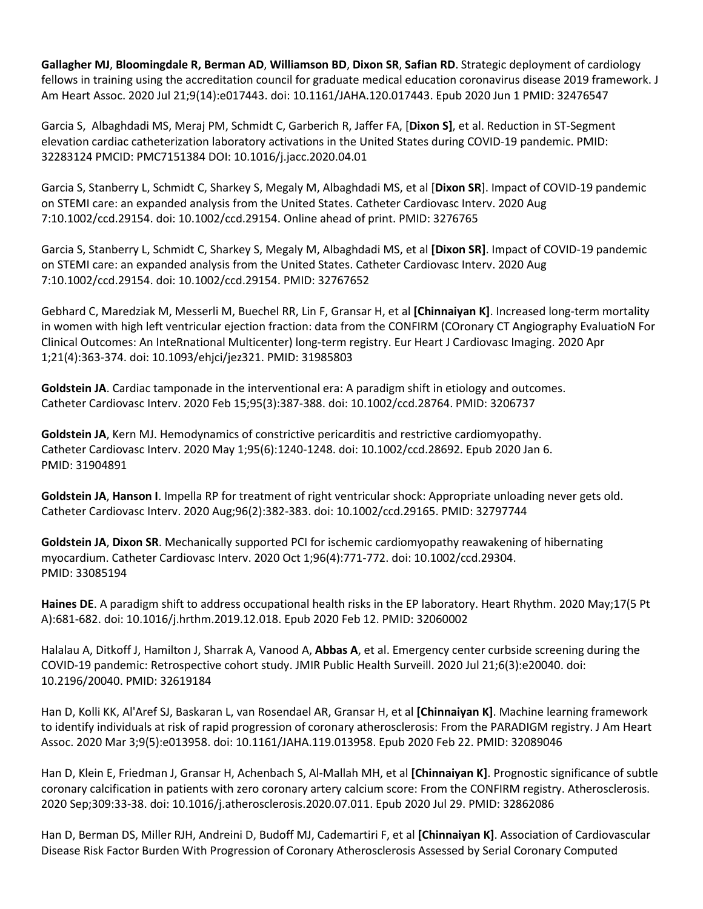**Gallagher MJ**, **Bloomingdale R, Berman AD**, **Williamson BD**, **Dixon SR**, **Safian RD**. Strategic deployment of cardiology fellows in training using the accreditation council for graduate medical education coronavirus disease 2019 framework. J Am Heart Assoc. 2020 Jul 21;9(14):e017443. doi: 10.1161/JAHA.120.017443. Epub 2020 Jun 1 PMID: 32476547

Garcia S, Albaghdadi MS, Meraj PM, Schmidt C, Garberich R, Jaffer FA, [**Dixon S]**, et al. Reduction in ST-Segment elevation cardiac catheterization laboratory activations in the United States during COVID-19 pandemic. PMID: 32283124 PMCID: PMC7151384 DOI: 10.1016/j.jacc.2020.04.01

Garcia S, Stanberry L, Schmidt C, Sharkey S, Megaly M, Albaghdadi MS, et al [**Dixon SR**]. Impact of COVID-19 pandemic on STEMI care: an expanded analysis from the United States. Catheter Cardiovasc Interv. 2020 Aug 7:10.1002/ccd.29154. doi: 10.1002/ccd.29154. Online ahead of print. PMID: 3276765

Garcia S, Stanberry L, Schmidt C, Sharkey S, Megaly M, Albaghdadi MS, et al **[Dixon SR]**. Impact of COVID-19 pandemic on STEMI care: an expanded analysis from the United States. Catheter Cardiovasc Interv. 2020 Aug 7:10.1002/ccd.29154. doi: 10.1002/ccd.29154. PMID: 32767652

Gebhard C, Maredziak M, Messerli M, Buechel RR, Lin F, Gransar H, et al **[Chinnaiyan K]**. Increased long-term mortality in women with high left ventricular ejection fraction: data from the CONFIRM (COronary CT Angiography EvaluatioN For Clinical Outcomes: An InteRnational Multicenter) long-term registry. Eur Heart J Cardiovasc Imaging. 2020 Apr 1;21(4):363-374. doi: 10.1093/ehjci/jez321. PMID: 31985803

**Goldstein JA**. Cardiac tamponade in the interventional era: A paradigm shift in etiology and outcomes. Catheter Cardiovasc Interv. 2020 Feb 15;95(3):387-388. doi: 10.1002/ccd.28764. PMID: 3206737

**Goldstein JA**, Kern MJ. Hemodynamics of constrictive pericarditis and restrictive cardiomyopathy. Catheter Cardiovasc Interv. 2020 May 1;95(6):1240-1248. doi: 10.1002/ccd.28692. Epub 2020 Jan 6. PMID: 31904891

**Goldstein JA**, **Hanson I**. Impella RP for treatment of right ventricular shock: Appropriate unloading never gets old. Catheter Cardiovasc Interv. 2020 Aug;96(2):382-383. doi: 10.1002/ccd.29165. PMID: 32797744

**Goldstein JA**, **Dixon SR**. Mechanically supported PCI for ischemic cardiomyopathy reawakening of hibernating myocardium. Catheter Cardiovasc Interv. 2020 Oct 1;96(4):771-772. doi: 10.1002/ccd.29304. PMID: 33085194

**Haines DE**. A paradigm shift to address occupational health risks in the EP laboratory. Heart Rhythm. 2020 May;17(5 Pt A):681-682. doi: 10.1016/j.hrthm.2019.12.018. Epub 2020 Feb 12. PMID: 32060002

Halalau A, Ditkoff J, Hamilton J, Sharrak A, Vanood A, **Abbas A**, et al. Emergency center curbside screening during the COVID-19 pandemic: Retrospective cohort study. JMIR Public Health Surveill. 2020 Jul 21;6(3):e20040. doi: 10.2196/20040. PMID: 32619184

Han D, Kolli KK, Al'Aref SJ, Baskaran L, van Rosendael AR, Gransar H, et al **[Chinnaiyan K]**. Machine learning framework to identify individuals at risk of rapid progression of coronary atherosclerosis: From the PARADIGM registry. J Am Heart Assoc. 2020 Mar 3;9(5):e013958. doi: 10.1161/JAHA.119.013958. Epub 2020 Feb 22. PMID: 32089046

Han D, Klein E, Friedman J, Gransar H, Achenbach S, Al-Mallah MH, et al **[Chinnaiyan K]**. Prognostic significance of subtle coronary calcification in patients with zero coronary artery calcium score: From the CONFIRM registry. Atherosclerosis. 2020 Sep;309:33-38. doi: 10.1016/j.atherosclerosis.2020.07.011. Epub 2020 Jul 29. PMID: 32862086

Han D, Berman DS, Miller RJH, Andreini D, Budoff MJ, Cademartiri F, et al **[Chinnaiyan K]**. Association of Cardiovascular Disease Risk Factor Burden With Progression of Coronary Atherosclerosis Assessed by Serial Coronary Computed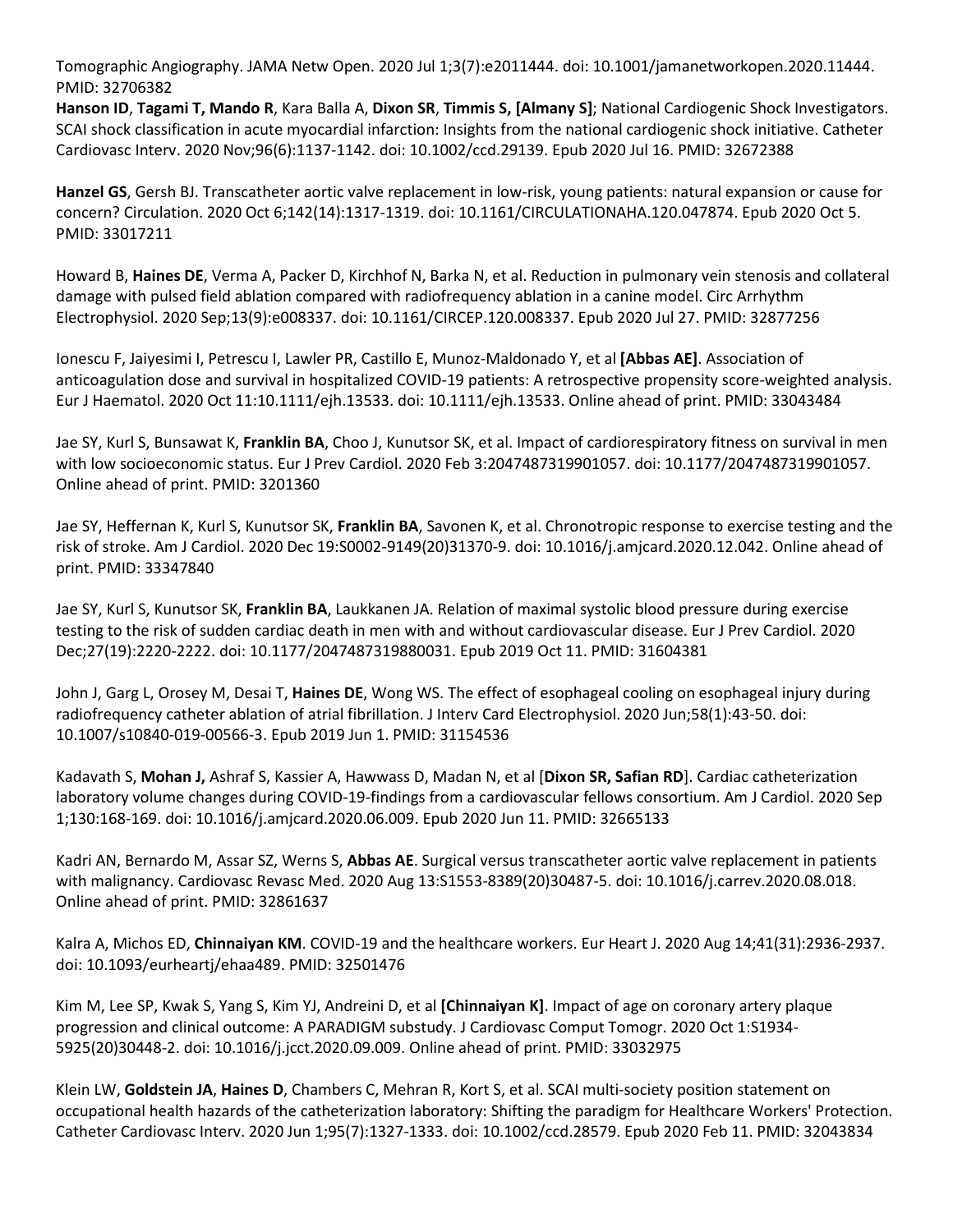Tomographic Angiography. JAMA Netw Open. 2020 Jul 1;3(7):e2011444. doi: 10.1001/jamanetworkopen.2020.11444. PMID: 32706382

**Hanson ID**, **Tagami T, Mando R**, Kara Balla A, **Dixon SR**, **Timmis S, [Almany S]**; National Cardiogenic Shock Investigators. SCAI shock classification in acute myocardial infarction: Insights from the national cardiogenic shock initiative. Catheter Cardiovasc Interv. 2020 Nov;96(6):1137-1142. doi: 10.1002/ccd.29139. Epub 2020 Jul 16. PMID: 32672388

**Hanzel GS**, Gersh BJ. Transcatheter aortic valve replacement in low-risk, young patients: natural expansion or cause for concern? Circulation. 2020 Oct 6;142(14):1317-1319. doi: 10.1161/CIRCULATIONAHA.120.047874. Epub 2020 Oct 5. PMID: 33017211

Howard B, **Haines DE**, Verma A, Packer D, Kirchhof N, Barka N, et al. Reduction in pulmonary vein stenosis and collateral damage with pulsed field ablation compared with radiofrequency ablation in a canine model. Circ Arrhythm Electrophysiol. 2020 Sep;13(9):e008337. doi: 10.1161/CIRCEP.120.008337. Epub 2020 Jul 27. PMID: 32877256

Ionescu F, Jaiyesimi I, Petrescu I, Lawler PR, Castillo E, Munoz-Maldonado Y, et al **[Abbas AE]**. Association of anticoagulation dose and survival in hospitalized COVID-19 patients: A retrospective propensity score-weighted analysis. Eur J Haematol. 2020 Oct 11:10.1111/ejh.13533. doi: 10.1111/ejh.13533. Online ahead of print. PMID: 33043484

Jae SY, Kurl S, Bunsawat K, **Franklin BA**, Choo J, Kunutsor SK, et al. Impact of cardiorespiratory fitness on survival in men with low socioeconomic status. Eur J Prev Cardiol. 2020 Feb 3:2047487319901057. doi: 10.1177/2047487319901057. Online ahead of print. PMID: 3201360

Jae SY, Heffernan K, Kurl S, Kunutsor SK, **Franklin BA**, Savonen K, et al. Chronotropic response to exercise testing and the risk of stroke. Am J Cardiol. 2020 Dec 19:S0002-9149(20)31370-9. doi: 10.1016/j.amjcard.2020.12.042. Online ahead of print. PMID: 33347840

Jae SY, Kurl S, Kunutsor SK, **Franklin BA**, Laukkanen JA. Relation of maximal systolic blood pressure during exercise testing to the risk of sudden cardiac death in men with and without cardiovascular disease. Eur J Prev Cardiol. 2020 Dec;27(19):2220-2222. doi: 10.1177/2047487319880031. Epub 2019 Oct 11. PMID: 31604381

John J, Garg L, Orosey M, Desai T, **Haines DE**, Wong WS. The effect of esophageal cooling on esophageal injury during radiofrequency catheter ablation of atrial fibrillation. J Interv Card Electrophysiol. 2020 Jun;58(1):43-50. doi: 10.1007/s10840-019-00566-3. Epub 2019 Jun 1. PMID: 31154536

Kadavath S, **Mohan J,** Ashraf S, Kassier A, Hawwass D, Madan N, et al [**Dixon SR, Safian RD**]. Cardiac catheterization laboratory volume changes during COVID-19-findings from a cardiovascular fellows consortium. Am J Cardiol. 2020 Sep 1;130:168-169. doi: 10.1016/j.amjcard.2020.06.009. Epub 2020 Jun 11. PMID: 32665133

Kadri AN, Bernardo M, Assar SZ, Werns S, **Abbas AE**. Surgical versus transcatheter aortic valve replacement in patients with malignancy. Cardiovasc Revasc Med. 2020 Aug 13:S1553-8389(20)30487-5. doi: 10.1016/j.carrev.2020.08.018. Online ahead of print. PMID: 32861637

Kalra A, Michos ED, **Chinnaiyan KM**. COVID-19 and the healthcare workers. Eur Heart J. 2020 Aug 14;41(31):2936-2937. doi: 10.1093/eurheartj/ehaa489. PMID: 32501476

Kim M, Lee SP, Kwak S, Yang S, Kim YJ, Andreini D, et al **[Chinnaiyan K]**. Impact of age on coronary artery plaque progression and clinical outcome: A PARADIGM substudy. J Cardiovasc Comput Tomogr. 2020 Oct 1:S1934-5925(20)30448-2. doi: 10.1016/j.jcct.2020.09.009. Online ahead of print. PMID: 33032975

Klein LW, **Goldstein JA**, **Haines D**, Chambers C, Mehran R, Kort S, et al. SCAI multi-society position statement on occupational health hazards of the catheterization laboratory: Shifting the paradigm for Healthcare Workers' Protection. Catheter Cardiovasc Interv. 2020 Jun 1;95(7):1327-1333. doi: 10.1002/ccd.28579. Epub 2020 Feb 11. PMID: 32043834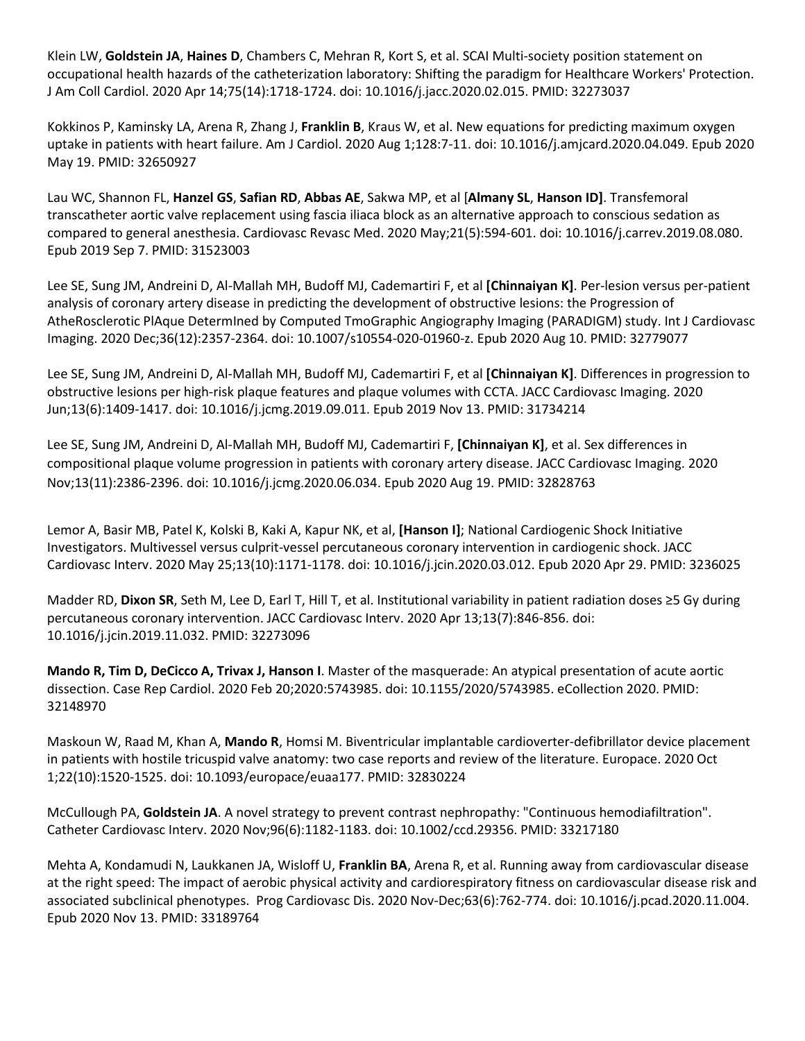Klein LW, **Goldstein JA**, **Haines D**, Chambers C, Mehran R, Kort S, et al. SCAI Multi-society position statement on occupational health hazards of the catheterization laboratory: Shifting the paradigm for Healthcare Workers' Protection. J Am Coll Cardiol. 2020 Apr 14;75(14):1718-1724. doi: 10.1016/j.jacc.2020.02.015. PMID: 32273037

Kokkinos P, Kaminsky LA, Arena R, Zhang J, **Franklin B**, Kraus W, et al. New equations for predicting maximum oxygen uptake in patients with heart failure. Am J Cardiol. 2020 Aug 1;128:7-11. doi: 10.1016/j.amjcard.2020.04.049. Epub 2020 May 19. PMID: 32650927

Lau WC, Shannon FL, **Hanzel GS**, **Safian RD**, **Abbas AE**, Sakwa MP, et al [**Almany SL**, **Hanson ID]**. Transfemoral transcatheter aortic valve replacement using fascia iliaca block as an alternative approach to conscious sedation as compared to general anesthesia. Cardiovasc Revasc Med. 2020 May;21(5):594-601. doi: 10.1016/j.carrev.2019.08.080. Epub 2019 Sep 7. PMID: 31523003

Lee SE, Sung JM, Andreini D, Al-Mallah MH, Budoff MJ, Cademartiri F, et al **[Chinnaiyan K]**. Per-lesion versus per-patient analysis of coronary artery disease in predicting the development of obstructive lesions: the Progression of AtheRosclerotic PlAque DetermIned by Computed TmoGraphic Angiography Imaging (PARADIGM) study. Int J Cardiovasc Imaging. 2020 Dec;36(12):2357-2364. doi: 10.1007/s10554-020-01960-z. Epub 2020 Aug 10. PMID: 32779077

Lee SE, Sung JM, Andreini D, Al-Mallah MH, Budoff MJ, Cademartiri F, et al **[Chinnaiyan K]**. Differences in progression to obstructive lesions per high-risk plaque features and plaque volumes with CCTA. JACC Cardiovasc Imaging. 2020 Jun;13(6):1409-1417. doi: 10.1016/j.jcmg.2019.09.011. Epub 2019 Nov 13. PMID: 31734214

Lee SE, Sung JM, Andreini D, Al-Mallah MH, Budoff MJ, Cademartiri F, **[Chinnaiyan K]**, et al. Sex differences in compositional plaque volume progression in patients with coronary artery disease. JACC Cardiovasc Imaging. 2020 Nov;13(11):2386-2396. doi: 10.1016/j.jcmg.2020.06.034. Epub 2020 Aug 19. PMID: 32828763

Lemor A, Basir MB, Patel K, Kolski B, Kaki A, Kapur NK, et al, **[Hanson I]**; National Cardiogenic Shock Initiative Investigators. Multivessel versus culprit-vessel percutaneous coronary intervention in cardiogenic shock. JACC Cardiovasc Interv. 2020 May 25;13(10):1171-1178. doi: 10.1016/j.jcin.2020.03.012. Epub 2020 Apr 29. PMID: 3236025

Madder RD, **Dixon SR**, Seth M, Lee D, Earl T, Hill T, et al. Institutional variability in patient radiation doses ≥5 Gy during percutaneous coronary intervention. JACC Cardiovasc Interv. 2020 Apr 13;13(7):846-856. doi: 10.1016/j.jcin.2019.11.032. PMID: 32273096

**Mando R, Tim D, DeCicco A, Trivax J, Hanson I**. Master of the masquerade: An atypical presentation of acute aortic dissection. Case Rep Cardiol. 2020 Feb 20;2020:5743985. doi: 10.1155/2020/5743985. eCollection 2020. PMID: 32148970

Maskoun W, Raad M, Khan A, **Mando R**, Homsi M. Biventricular implantable cardioverter-defibrillator device placement in patients with hostile tricuspid valve anatomy: two case reports and review of the literature. Europace. 2020 Oct 1;22(10):1520-1525. doi: 10.1093/europace/euaa177. PMID: 32830224

McCullough PA, **Goldstein JA**. A novel strategy to prevent contrast nephropathy: "Continuous hemodiafiltration". Catheter Cardiovasc Interv. 2020 Nov;96(6):1182-1183. doi: 10.1002/ccd.29356. PMID: 33217180

Mehta A, Kondamudi N, Laukkanen JA, Wisloff U, **Franklin BA**, Arena R, et al. Running away from cardiovascular disease at the right speed: The impact of aerobic physical activity and cardiorespiratory fitness on cardiovascular disease risk and associated subclinical phenotypes. Prog Cardiovasc Dis. 2020 Nov-Dec;63(6):762-774. doi: 10.1016/j.pcad.2020.11.004. Epub 2020 Nov 13. PMID: 33189764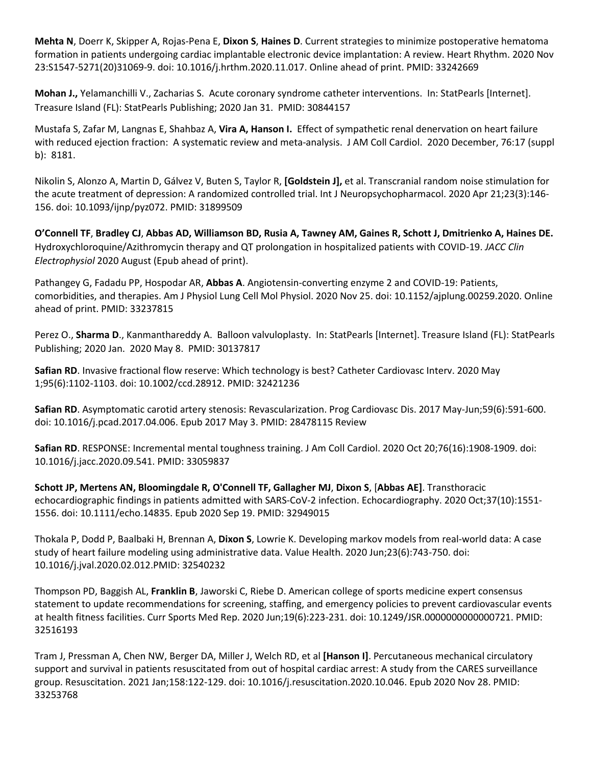**Mehta N**, Doerr K, Skipper A, Rojas-Pena E, **Dixon S**, **Haines D**. Current strategies to minimize postoperative hematoma formation in patients undergoing cardiac implantable electronic device implantation: A review. Heart Rhythm. 2020 Nov 23:S1547-5271(20)31069-9. doi: 10.1016/j.hrthm.2020.11.017. Online ahead of print. PMID: 33242669

**Mohan J.,** Yelamanchilli V., Zacharias S. Acute coronary syndrome catheter interventions. In: StatPearls [Internet]. Treasure Island (FL): StatPearls Publishing; 2020 Jan 31. PMID: 30844157

Mustafa S, Zafar M, Langnas E, Shahbaz A, **Vira A, Hanson I.** Effect of sympathetic renal denervation on heart failure with reduced ejection fraction: A systematic review and meta-analysis. J AM Coll Cardiol. 2020 December, 76:17 (suppl b): 8181.

Nikolin S, Alonzo A, Martin D, Gálvez V, Buten S, Taylor R, **[Goldstein J],** et al. Transcranial random noise stimulation for the acute treatment of depression: A randomized controlled trial. Int J Neuropsychopharmacol. 2020 Apr 21;23(3):146-156. doi: 10.1093/ijnp/pyz072. PMID: 31899509

**O'Connell TF**, **Bradley CJ**, **Abbas AD, Williamson BD, Rusia A, Tawney AM, Gaines R, Schott J, Dmitrienko A, Haines DE.** Hydroxychloroquine/Azithromycin therapy and QT prolongation in hospitalized patients with COVID-19. *JACC Clin Electrophysiol* 2020 August (Epub ahead of print).

Pathangey G, Fadadu PP, Hospodar AR, **Abbas A**. Angiotensin-converting enzyme 2 and COVID-19: Patients, comorbidities, and therapies. Am J Physiol Lung Cell Mol Physiol. 2020 Nov 25. doi: 10.1152/ajplung.00259.2020. Online ahead of print. PMID: 33237815

Perez O., **Sharma D**., Kanmanthareddy A. Balloon valvuloplasty. In: StatPearls [Internet]. Treasure Island (FL): StatPearls Publishing; 2020 Jan. 2020 May 8. PMID: 30137817

**Safian RD**. Invasive fractional flow reserve: Which technology is best? Catheter Cardiovasc Interv. 2020 May 1;95(6):1102-1103. doi: 10.1002/ccd.28912. PMID: 32421236

**Safian RD**. Asymptomatic carotid artery stenosis: Revascularization. Prog Cardiovasc Dis. 2017 May-Jun;59(6):591-600. doi: 10.1016/j.pcad.2017.04.006. Epub 2017 May 3. PMID: 28478115 Review

**Safian RD**. RESPONSE: Incremental mental toughness training. J Am Coll Cardiol. 2020 Oct 20;76(16):1908-1909. doi: 10.1016/j.jacc.2020.09.541. PMID: 33059837

**Schott JP, Mertens AN, Bloomingdale R, O'Connell TF, Gallagher MJ**, **Dixon S**, [**Abbas AE]**. Transthoracic echocardiographic findings in patients admitted with SARS-CoV-2 infection. Echocardiography. 2020 Oct;37(10):1551-1556. doi: 10.1111/echo.14835. Epub 2020 Sep 19. PMID: 32949015

Thokala P, Dodd P, Baalbaki H, Brennan A, **Dixon S**, Lowrie K. Developing markov models from real-world data: A case study of heart failure modeling using administrative data. Value Health. 2020 Jun;23(6):743-750. doi: 10.1016/j.jval.2020.02.012.PMID: 32540232

Thompson PD, Baggish AL, **Franklin B**, Jaworski C, Riebe D. American college of sports medicine expert consensus statement to update recommendations for screening, staffing, and emergency policies to prevent cardiovascular events at health fitness facilities. Curr Sports Med Rep. 2020 Jun;19(6):223-231. doi: 10.1249/JSR.0000000000000721. PMID: 32516193

Tram J, Pressman A, Chen NW, Berger DA, Miller J, Welch RD, et al **[Hanson I]**. Percutaneous mechanical circulatory support and survival in patients resuscitated from out of hospital cardiac arrest: A study from the CARES surveillance group. Resuscitation. 2021 Jan;158:122-129. doi: 10.1016/j.resuscitation.2020.10.046. Epub 2020 Nov 28. PMID: 33253768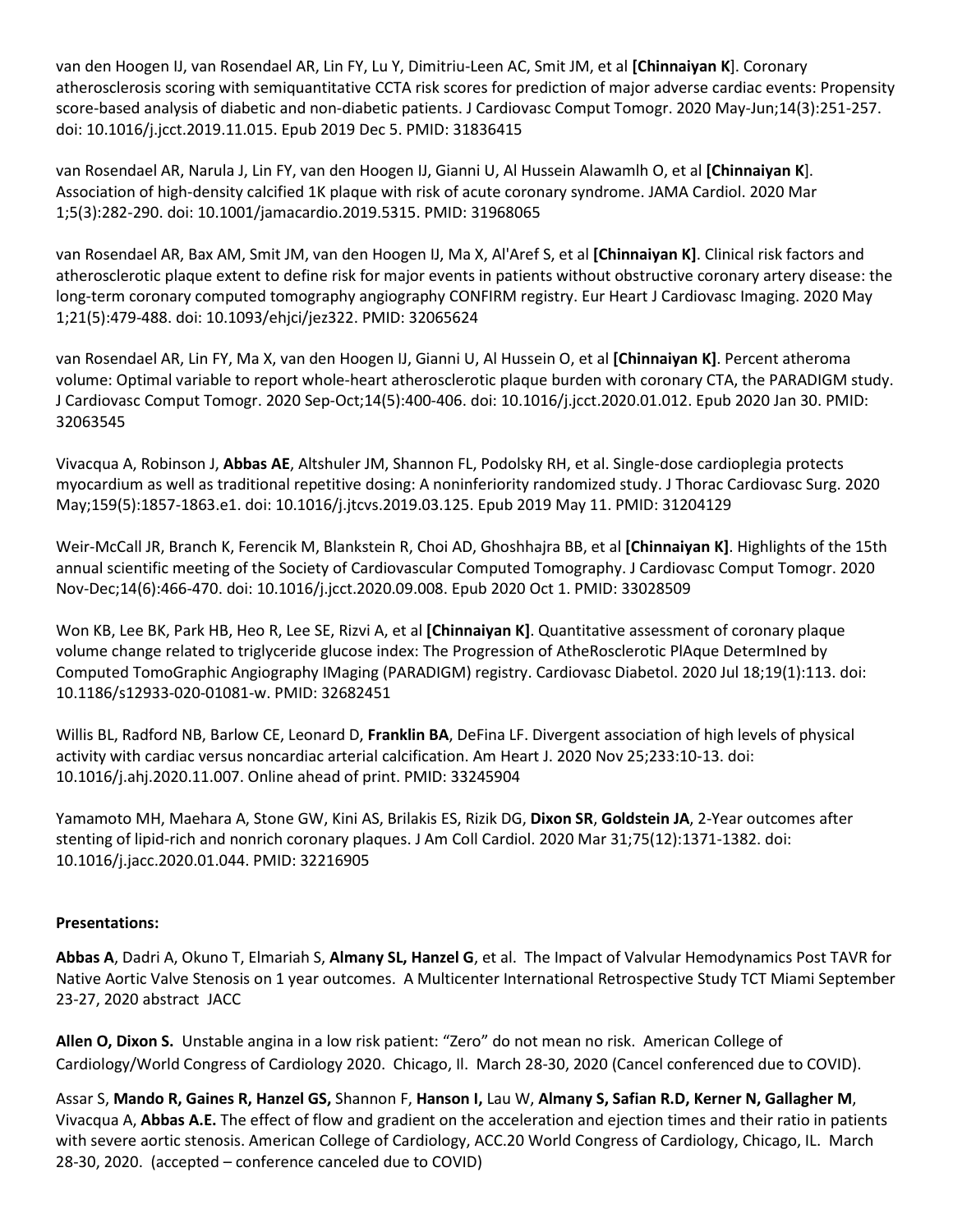van den Hoogen IJ, van Rosendael AR, Lin FY, Lu Y, Dimitriu-Leen AC, Smit JM, et al **[Chinnaiyan K**]. Coronary atherosclerosis scoring with semiquantitative CCTA risk scores for prediction of major adverse cardiac events: Propensity score-based analysis of diabetic and non-diabetic patients. J Cardiovasc Comput Tomogr. 2020 May-Jun;14(3):251-257. doi: 10.1016/j.jcct.2019.11.015. Epub 2019 Dec 5. PMID: 31836415

van Rosendael AR, Narula J, Lin FY, van den Hoogen IJ, Gianni U, Al Hussein Alawamlh O, et al **[Chinnaiyan K**]. Association of high-density calcified 1K plaque with risk of acute coronary syndrome. JAMA Cardiol. 2020 Mar 1;5(3):282-290. doi: 10.1001/jamacardio.2019.5315. PMID: 31968065

van Rosendael AR, Bax AM, Smit JM, van den Hoogen IJ, Ma X, Al'Aref S, et al **[Chinnaiyan K]**. Clinical risk factors and atherosclerotic plaque extent to define risk for major events in patients without obstructive coronary artery disease: the long-term coronary computed tomography angiography CONFIRM registry. Eur Heart J Cardiovasc Imaging. 2020 May 1;21(5):479-488. doi: 10.1093/ehjci/jez322. PMID: 32065624

van Rosendael AR, Lin FY, Ma X, van den Hoogen IJ, Gianni U, Al Hussein O, et al **[Chinnaiyan K]**. Percent atheroma volume: Optimal variable to report whole-heart atherosclerotic plaque burden with coronary CTA, the PARADIGM study. J Cardiovasc Comput Tomogr. 2020 Sep-Oct;14(5):400-406. doi: 10.1016/j.jcct.2020.01.012. Epub 2020 Jan 30. PMID: 32063545

Vivacqua A, Robinson J, **Abbas AE**, Altshuler JM, Shannon FL, Podolsky RH, et al. Single-dose cardioplegia protects myocardium as well as traditional repetitive dosing: A noninferiority randomized study. J Thorac Cardiovasc Surg. 2020 May;159(5):1857-1863.e1. doi: 10.1016/j.jtcvs.2019.03.125. Epub 2019 May 11. PMID: 31204129

Weir-McCall JR, Branch K, Ferencik M, Blankstein R, Choi AD, Ghoshhajra BB, et al **[Chinnaiyan K]**. Highlights of the 15th annual scientific meeting of the Society of Cardiovascular Computed Tomography. J Cardiovasc Comput Tomogr. 2020 Nov-Dec;14(6):466-470. doi: 10.1016/j.jcct.2020.09.008. Epub 2020 Oct 1. PMID: 33028509

Won KB, Lee BK, Park HB, Heo R, Lee SE, Rizvi A, et al **[Chinnaiyan K]**. Quantitative assessment of coronary plaque volume change related to triglyceride glucose index: The Progression of AtheRosclerotic PlAque DetermIned by Computed TomoGraphic Angiography IMaging (PARADIGM) registry. Cardiovasc Diabetol. 2020 Jul 18;19(1):113. doi: 10.1186/s12933-020-01081-w. PMID: 32682451

Willis BL, Radford NB, Barlow CE, Leonard D, **Franklin BA**, DeFina LF. Divergent association of high levels of physical activity with cardiac versus noncardiac arterial calcification. Am Heart J. 2020 Nov 25;233:10-13. doi: 10.1016/j.ahj.2020.11.007. Online ahead of print. PMID: 33245904

Yamamoto MH, Maehara A, Stone GW, Kini AS, Brilakis ES, Rizik DG, **Dixon SR**, **Goldstein JA**, 2-Year outcomes after stenting of lipid-rich and nonrich coronary plaques. J Am Coll Cardiol. 2020 Mar 31;75(12):1371-1382. doi: 10.1016/j.jacc.2020.01.044. PMID: 32216905

**Presentations:**

**Abbas A**, Dadri A, Okuno T, Elmariah S, **Almany SL, Hanzel G**, et al. The Impact of Valvular Hemodynamics Post TAVR for Native Aortic Valve Stenosis on 1 year outcomes. A Multicenter International Retrospective Study TCT Miami September 23-27, 2020 abstract JACC

**Allen O, Dixon S.** Unstable angina in a low risk patient: "Zero" do not mean no risk. American College of Cardiology/World Congress of Cardiology 2020. Chicago, Il. March 28-30, 2020 (Cancel conferenced due to COVID).

Assar S, **Mando R, Gaines R, Hanzel GS,** Shannon F, **Hanson I,** Lau W, **Almany S, Safian R.D, Kerner N, Gallagher M**, Vivacqua A, **Abbas A.E.** The effect of flow and gradient on the acceleration and ejection times and their ratio in patients with severe aortic stenosis. American College of Cardiology, ACC.20 World Congress of Cardiology, Chicago, IL. March 28-30, 2020. (accepted – conference canceled due to COVID)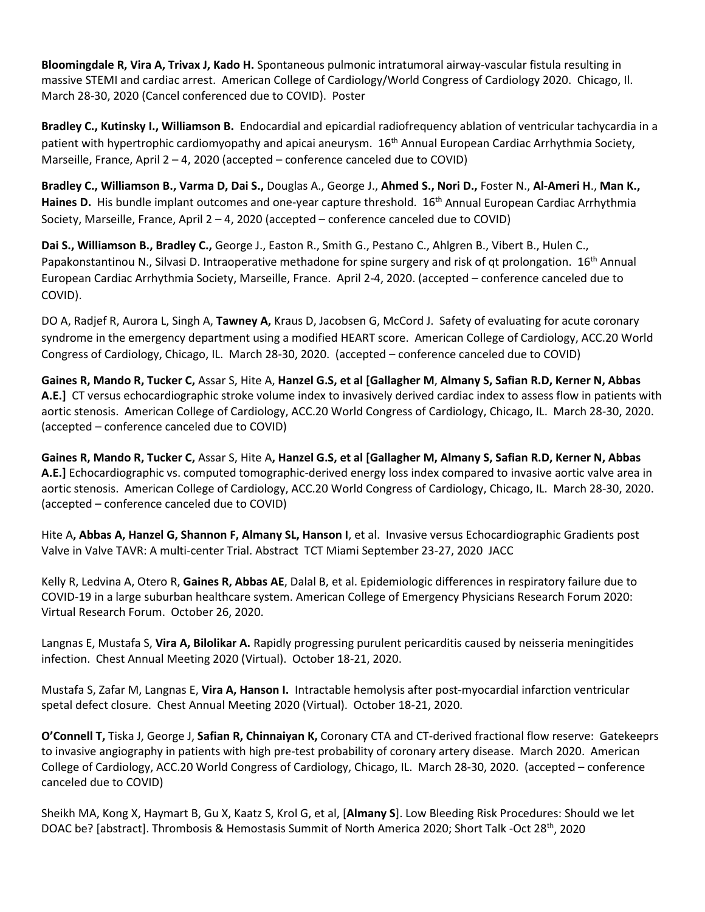**Bloomingdale R, Vira A, Trivax J, Kado H.** Spontaneous pulmonic intratumoral airway-vascular fistula resulting in massive STEMI and cardiac arrest. American College of Cardiology/World Congress of Cardiology 2020. Chicago, Il. March 28-30, 2020 (Cancel conferenced due to COVID). Poster

**Bradley C., Kutinsky I., Williamson B.** Endocardial and epicardial radiofrequency ablation of ventricular tachycardia in a patient with hypertrophic cardiomyopathy and apicai aneurysm. 16th Annual European Cardiac Arrhythmia Society, Marseille, France, April 2 – 4, 2020 (accepted – conference canceled due to COVID)

**Bradley C., Williamson B., Varma D, Dai S.,** Douglas A., George J., **Ahmed S., Nori D.,** Foster N., **Al-Ameri H**., **Man K., Haines D.** His bundle implant outcomes and one-year capture threshold. 16th Annual European Cardiac Arrhythmia Society, Marseille, France, April 2 – 4, 2020 (accepted – conference canceled due to COVID)

**Dai S., Williamson B., Bradley C.,** George J., Easton R., Smith G., Pestano C., Ahlgren B., Vibert B., Hulen C., Papakonstantinou N., Silvasi D. Intraoperative methadone for spine surgery and risk of qt prolongation. 16th Annual European Cardiac Arrhythmia Society, Marseille, France. April 2-4, 2020. (accepted – conference canceled due to COVID).

DO A, Radjef R, Aurora L, Singh A, **Tawney A,** Kraus D, Jacobsen G, McCord J. Safety of evaluating for acute coronary syndrome in the emergency department using a modified HEART score. American College of Cardiology, ACC.20 World Congress of Cardiology, Chicago, IL. March 28-30, 2020. (accepted – conference canceled due to COVID)

**Gaines R, Mando R, Tucker C,** Assar S, Hite A, **Hanzel G.S, et al [Gallagher M**, **Almany S, Safian R.D, Kerner N, Abbas A.E.]** CT versus echocardiographic stroke volume index to invasively derived cardiac index to assess flow in patients with aortic stenosis. American College of Cardiology, ACC.20 World Congress of Cardiology, Chicago, IL. March 28-30, 2020. (accepted – conference canceled due to COVID)

**Gaines R, Mando R, Tucker C,** Assar S, Hite A**, Hanzel G.S, et al [Gallagher M, Almany S, Safian R.D, Kerner N, Abbas A.E.]** Echocardiographic vs. computed tomographic-derived energy loss index compared to invasive aortic valve area in aortic stenosis. American College of Cardiology, ACC.20 World Congress of Cardiology, Chicago, IL. March 28-30, 2020. (accepted – conference canceled due to COVID)

Hite A**, Abbas A, Hanzel G, Shannon F, Almany SL, Hanson I**, et al. Invasive versus Echocardiographic Gradients post Valve in Valve TAVR: A multi-center Trial. Abstract TCT Miami September 23-27, 2020 JACC

Kelly R, Ledvina A, Otero R, **Gaines R, Abbas AE**, Dalal B, et al. Epidemiologic differences in respiratory failure due to COVID-19 in a large suburban healthcare system. American College of Emergency Physicians Research Forum 2020: Virtual Research Forum. October 26, 2020.

Langnas E, Mustafa S, **Vira A, Bilolikar A.** Rapidly progressing purulent pericarditis caused by neisseria meningitides infection. Chest Annual Meeting 2020 (Virtual). October 18-21, 2020.

Mustafa S, Zafar M, Langnas E, **Vira A, Hanson I.** Intractable hemolysis after post-myocardial infarction ventricular spetal defect closure. Chest Annual Meeting 2020 (Virtual). October 18-21, 2020.

**O'Connell T,** Tiska J, George J, **Safian R, Chinnaiyan K,** Coronary CTA and CT-derived fractional flow reserve: Gatekeeprs to invasive angiography in patients with high pre-test probability of coronary artery disease. March 2020. American College of Cardiology, ACC.20 World Congress of Cardiology, Chicago, IL. March 28-30, 2020. (accepted – conference canceled due to COVID)

Sheikh MA, Kong X, Haymart B, Gu X, Kaatz S, Krol G, et al, [**Almany S**]. Low Bleeding Risk Procedures: Should we let DOAC be? [abstract]. Thrombosis & Hemostasis Summit of North America 2020; Short Talk -Oct 28th, 2020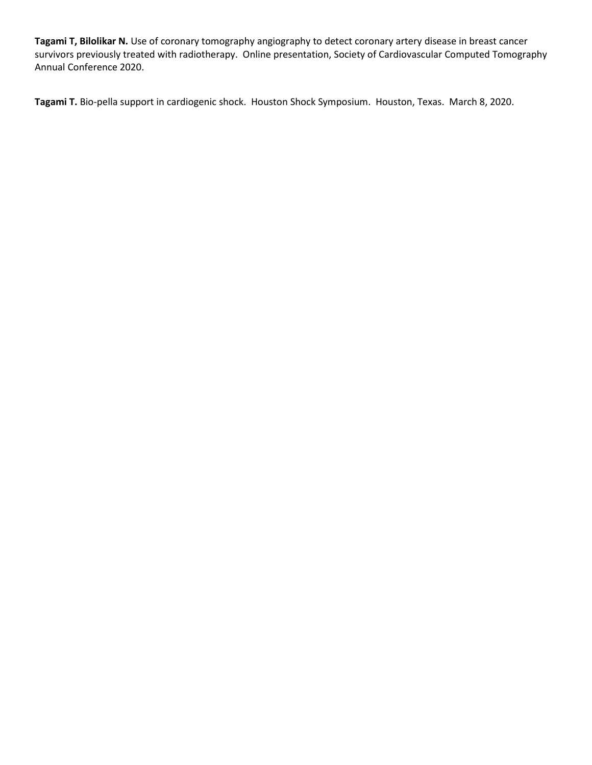**Tagami T, Bilolikar N.** Use of coronary tomography angiography to detect coronary artery disease in breast cancer survivors previously treated with radiotherapy. Online presentation, Society of Cardiovascular Computed Tomography Annual Conference 2020.

**Tagami T.** Bio-pella support in cardiogenic shock. Houston Shock Symposium. Houston, Texas. March 8, 2020.